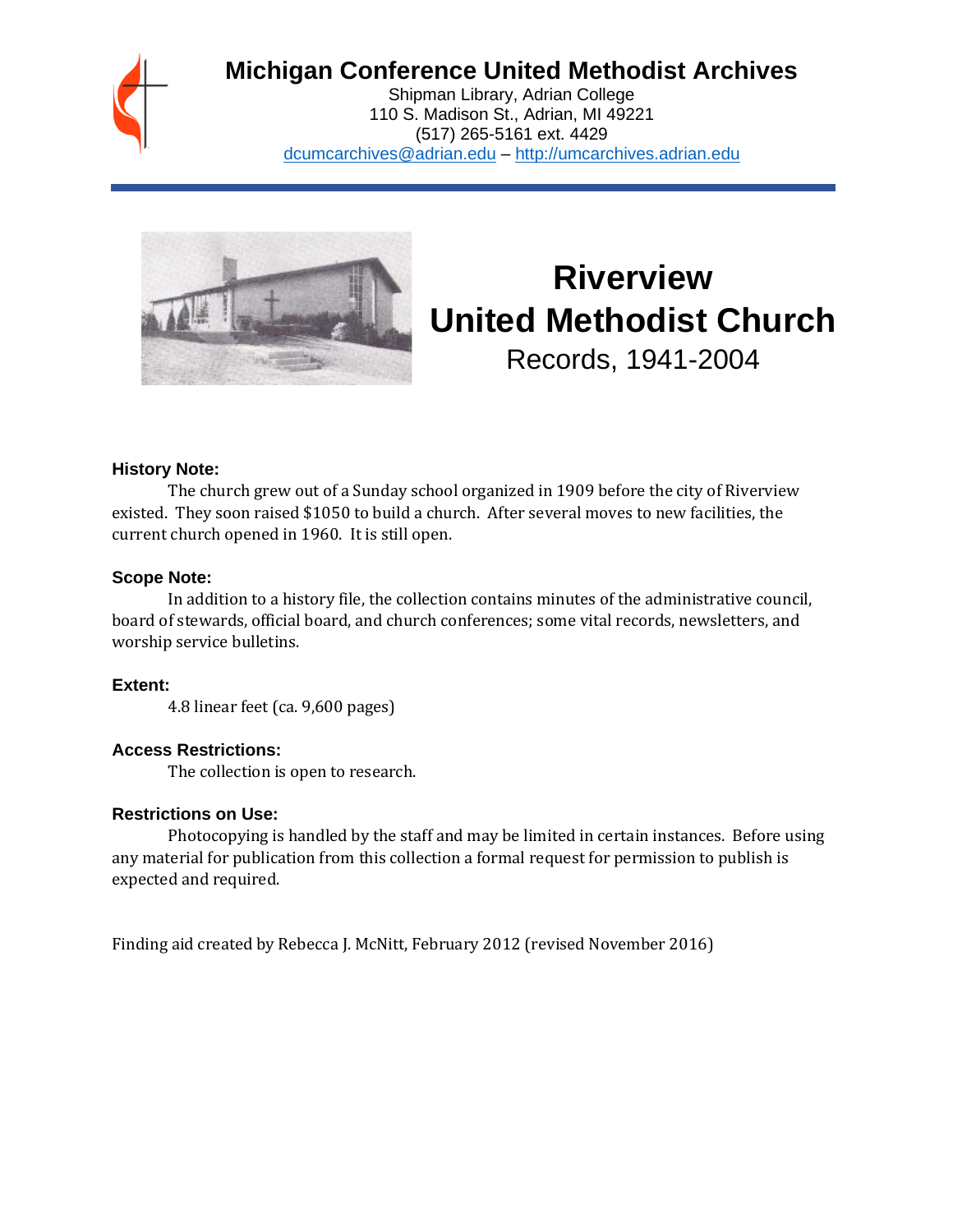# Michigan Conference United Methodist Archives

Shipman Library, Adrian College
110 S. Madison St., Adrian, MI 49221
(517) 265-5161 ext. 4429
dcumcarchives@adrian.edu – http://umcarchives.adrian.edu

# Riverview United Methodist Church

Records, 1941-2004

### History Note:

The church grew out of a Sunday school organized in 1909 before the city of Riverview existed. They soon raised $1050 to build a church. After several moves to new facilities, the current church opened in 1960. It is still open.

### Scope Note:

In addition to a history file, the collection contains minutes of the administrative council, board of stewards, official board, and church conferences; some vital records, newsletters, and worship service bulletins.

### Extent:

4.8 linear feet (ca. 9,600 pages)

### Access Restrictions:

The collection is open to research.

### Restrictions on Use:

Photocopying is handled by the staff and may be limited in certain instances. Before using any material for publication from this collection a formal request for permission to publish is expected and required.

Finding aid created by Rebecca J. McNitt, February 2012 (revised November 2016)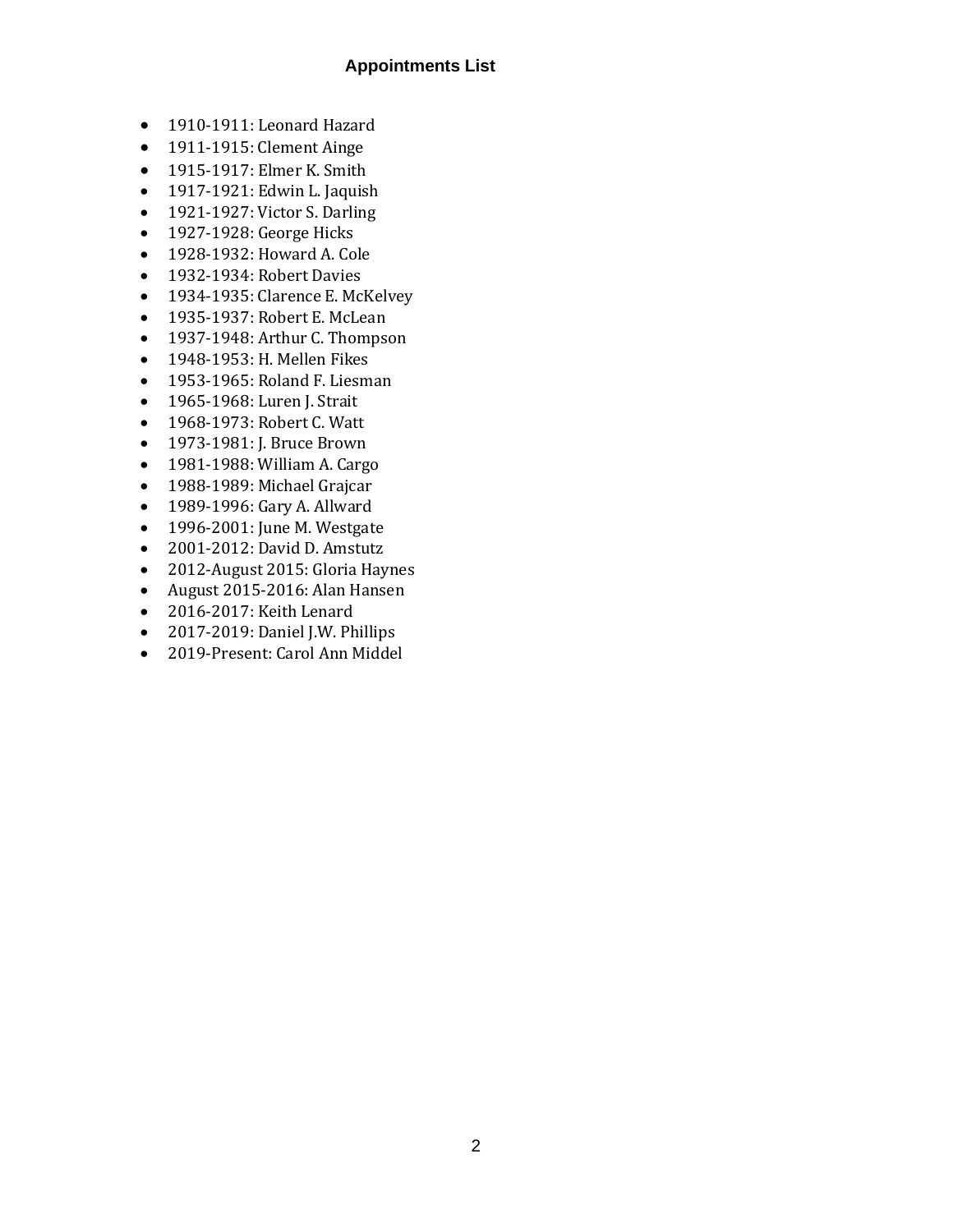## Appointments List

- 1910-1911: Leonard Hazard
- 1911-1915: Clement Ainge
- 1915-1917: Elmer K. Smith
- 1917-1921: Edwin L. Jaquish
- 1921-1927: Victor S. Darling
- 1927-1928: George Hicks
- 1928-1932: Howard A. Cole
- 1932-1934: Robert Davies
- 1934-1935: Clarence E. McKelvey
- 1935-1937: Robert E. McLean
- 1937-1948: Arthur C. Thompson
- 1948-1953: H. Mellen Fikes
- 1953-1965: Roland F. Liesman
- 1965-1968: Luren J. Strait
- 1968-1973: Robert C. Watt
- 1973-1981: J. Bruce Brown
- 1981-1988: William A. Cargo
- 1988-1989: Michael Grajcar
- 1989-1996: Gary A. Allward
- 1996-2001: June M. Westgate
- 2001-2012: David D. Amstutz
- 2012-August 2015: Gloria Haynes
- August 2015-2016: Alan Hansen
- 2016-2017: Keith Lenard
- 2017-2019: Daniel J.W. Phillips
- 2019-Present: Carol Ann Middel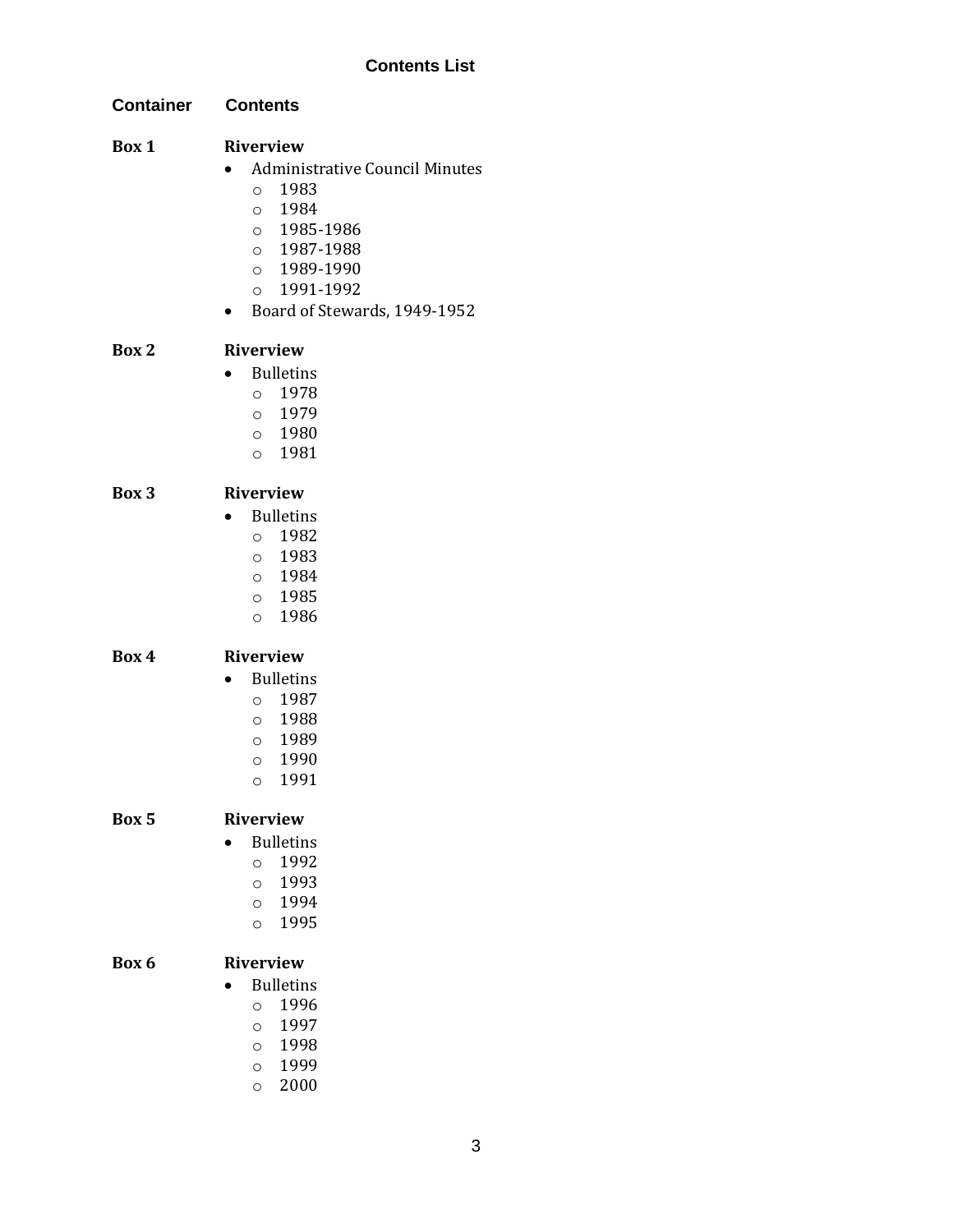## Contents List

**Container** | **Contents**

**Box 1** — **Riverview**

- Administrative Council Minutes
  - 1983
  - 1984
  - 1985-1986
  - 1987-1988
  - 1989-1990
  - 1991-1992
- Board of Stewards, 1949-1952

**Box 2** — **Riverview**

- Bulletins
  - 1978
  - 1979
  - 1980
  - 1981

**Box 3** — **Riverview**

- Bulletins
  - 1982
  - 1983
  - 1984
  - 1985
  - 1986

**Box 4** — **Riverview**

- Bulletins
  - 1987
  - 1988
  - 1989
  - 1990
  - 1991

**Box 5** — **Riverview**

- Bulletins
  - 1992
  - 1993
  - 1994
  - 1995

**Box 6** — **Riverview**

- Bulletins
  - 1996
  - 1997
  - 1998
  - 1999
  - 2000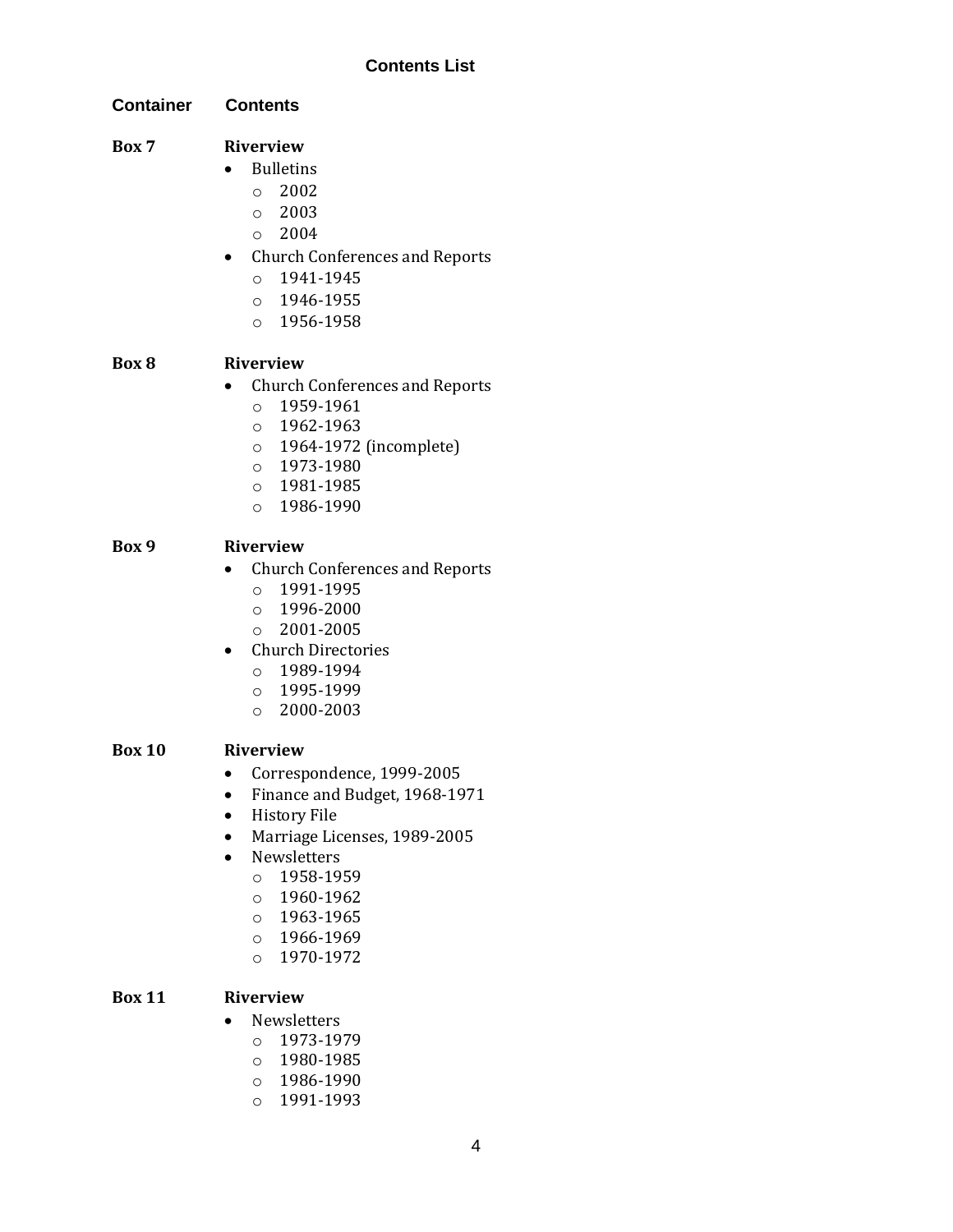## Contents List

| Container | Contents |
|---|---|

**Box 7** **Riverview**

- Bulletins
  - 2002
  - 2003
  - 2004
- Church Conferences and Reports
  - 1941-1945
  - 1946-1955
  - 1956-1958

**Box 8** **Riverview**

- Church Conferences and Reports
  - 1959-1961
  - 1962-1963
  - 1964-1972 (incomplete)
  - 1973-1980
  - 1981-1985
  - 1986-1990

**Box 9** **Riverview**

- Church Conferences and Reports
  - 1991-1995
  - 1996-2000
  - 2001-2005
- Church Directories
  - 1989-1994
  - 1995-1999
  - 2000-2003

**Box 10** **Riverview**

- Correspondence, 1999-2005
- Finance and Budget, 1968-1971
- History File
- Marriage Licenses, 1989-2005
- Newsletters
  - 1958-1959
  - 1960-1962
  - 1963-1965
  - 1966-1969
  - 1970-1972

**Box 11** **Riverview**

- Newsletters
  - 1973-1979
  - 1980-1985
  - 1986-1990
  - 1991-1993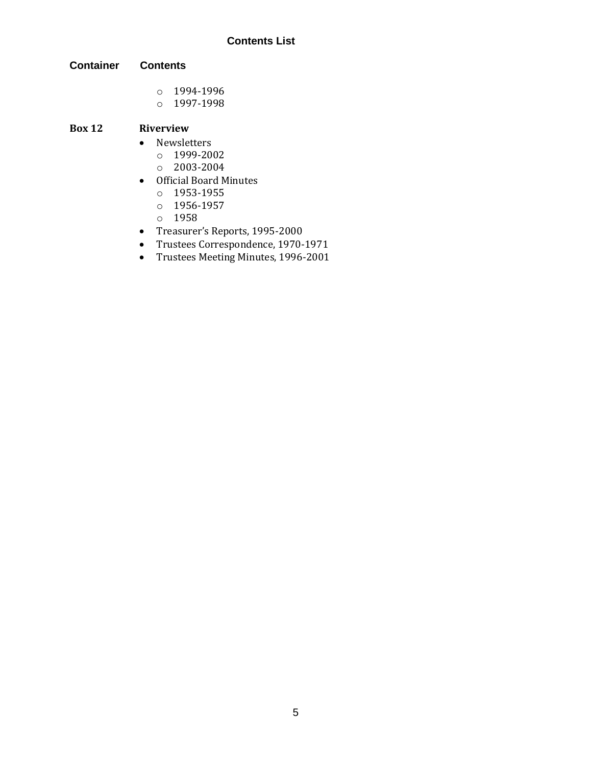## Contents List

| Container | Contents |
| --- | --- |
| | <ul><li>1994-1996</li><li>1997-1998</li></ul> |
| **Box 12** | **Riverview**<ul><li>Newsletters<ul><li>1999-2002</li><li>2003-2004</li></ul></li><li>Official Board Minutes<ul><li>1953-1955</li><li>1956-1957</li><li>1958</li></ul></li><li>Treasurer's Reports, 1995-2000</li><li>Trustees Correspondence, 1970-1971</li><li>Trustees Meeting Minutes, 1996-2001</li></ul> |